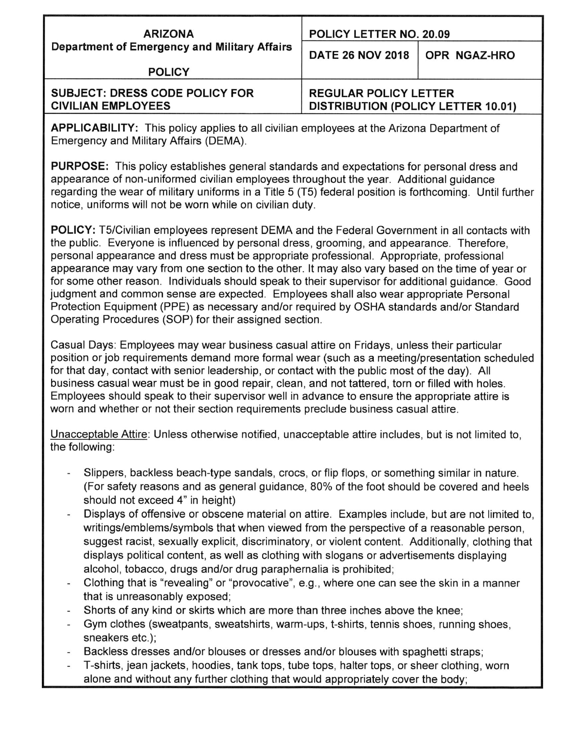| ARIZONA<br>Department of Emergency and Military Affairs<br><br>POLICY | POLICY LETTER NO. 20.09 | |
|---|---|---|
| | DATE 26 NOV 2018 | OPR NGAZ-HRO |
| SUBJECT: DRESS CODE POLICY FOR CIVILIAN EMPLOYEES | REGULAR POLICY LETTER DISTRIBUTION (POLICY LETTER 10.01) | |

**APPLICABILITY:** This policy applies to all civilian employees at the Arizona Department of Emergency and Military Affairs (DEMA).

**PURPOSE:** This policy establishes general standards and expectations for personal dress and appearance of non-uniformed civilian employees throughout the year. Additional guidance regarding the wear of military uniforms in a Title 5 (T5) federal position is forthcoming. Until further notice, uniforms will not be worn while on civilian duty.

**POLICY:** T5/Civilian employees represent DEMA and the Federal Government in all contacts with the public. Everyone is influenced by personal dress, grooming, and appearance. Therefore, personal appearance and dress must be appropriate professional. Appropriate, professional appearance may vary from one section to the other. It may also vary based on the time of year or for some other reason. Individuals should speak to their supervisor for additional guidance. Good judgment and common sense are expected. Employees shall also wear appropriate Personal Protection Equipment (PPE) as necessary and/or required by OSHA standards and/or Standard Operating Procedures (SOP) for their assigned section.

Casual Days: Employees may wear business casual attire on Fridays, unless their particular position or job requirements demand more formal wear (such as a meeting/presentation scheduled for that day, contact with senior leadership, or contact with the public most of the day). All business casual wear must be in good repair, clean, and not tattered, torn or filled with holes. Employees should speak to their supervisor well in advance to ensure the appropriate attire is worn and whether or not their section requirements preclude business casual attire.

<u>Unacceptable Attire</u>: Unless otherwise notified, unacceptable attire includes, but is not limited to, the following:

- Slippers, backless beach-type sandals, crocs, or flip flops, or something similar in nature. (For safety reasons and as general guidance, 80% of the foot should be covered and heels should not exceed 4" in height)
- Displays of offensive or obscene material on attire. Examples include, but are not limited to, writings/emblems/symbols that when viewed from the perspective of a reasonable person, suggest racist, sexually explicit, discriminatory, or violent content. Additionally, clothing that displays political content, as well as clothing with slogans or advertisements displaying alcohol, tobacco, drugs and/or drug paraphernalia is prohibited;
- Clothing that is "revealing" or "provocative", e.g., where one can see the skin in a manner that is unreasonably exposed;
- Shorts of any kind or skirts which are more than three inches above the knee;
- Gym clothes (sweatpants, sweatshirts, warm-ups, t-shirts, tennis shoes, running shoes, sneakers etc.);
- Backless dresses and/or blouses or dresses and/or blouses with spaghetti straps;
- T-shirts, jean jackets, hoodies, tank tops, tube tops, halter tops, or sheer clothing, worn alone and without any further clothing that would appropriately cover the body;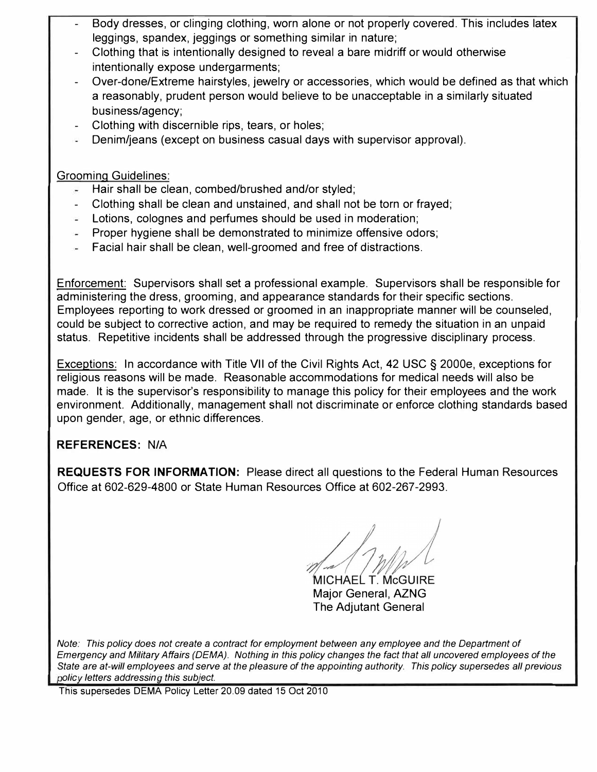- Body dresses, or clinging clothing, worn alone or not properly covered. This includes latex leggings, spandex, jeggings or something similar in nature;
- Clothing that is intentionally designed to reveal a bare midriff or would otherwise intentionally expose undergarments;
- Over-done/Extreme hairstyles, jewelry or accessories, which would be defined as that which a reasonably, prudent person would believe to be unacceptable in a similarly situated business/agency;
- Clothing with discernible rips, tears, or holes;
- Denim/jeans (except on business casual days with supervisor approval).

Grooming Guidelines:

- Hair shall be clean, combed/brushed and/or styled;
- Clothing shall be clean and unstained, and shall not be torn or frayed;
- Lotions, colognes and perfumes should be used in moderation;
- Proper hygiene shall be demonstrated to minimize offensive odors;
- Facial hair shall be clean, well-groomed and free of distractions.

Enforcement: Supervisors shall set a professional example. Supervisors shall be responsible for administering the dress, grooming, and appearance standards for their specific sections. Employees reporting to work dressed or groomed in an inappropriate manner will be counseled, could be subject to corrective action, and may be required to remedy the situation in an unpaid status. Repetitive incidents shall be addressed through the progressive disciplinary process.

Exceptions: In accordance with Title VII of the Civil Rights Act, 42 USC § 2000e, exceptions for religious reasons will be made. Reasonable accommodations for medical needs will also be made. It is the supervisor's responsibility to manage this policy for their employees and the work environment. Additionally, management shall not discriminate or enforce clothing standards based upon gender, age, or ethnic differences.

**REFERENCES:** N/A

**REQUESTS FOR INFORMATION:** Please direct all questions to the Federal Human Resources Office at 602-629-4800 or State Human Resources Office at 602-267-2993.

MICHAEL T. McGUIRE
Major General, AZNG
The Adjutant General

*Note: This policy does not create a contract for employment between any employee and the Department of Emergency and Military Affairs (DEMA). Nothing in this policy changes the fact that all uncovered employees of the State are at-will employees and serve at the pleasure of the appointing authority. This policy supersedes all previous policy letters addressing this subject.*

This supersedes DEMA Policy Letter 20.09 dated 15 Oct 2010